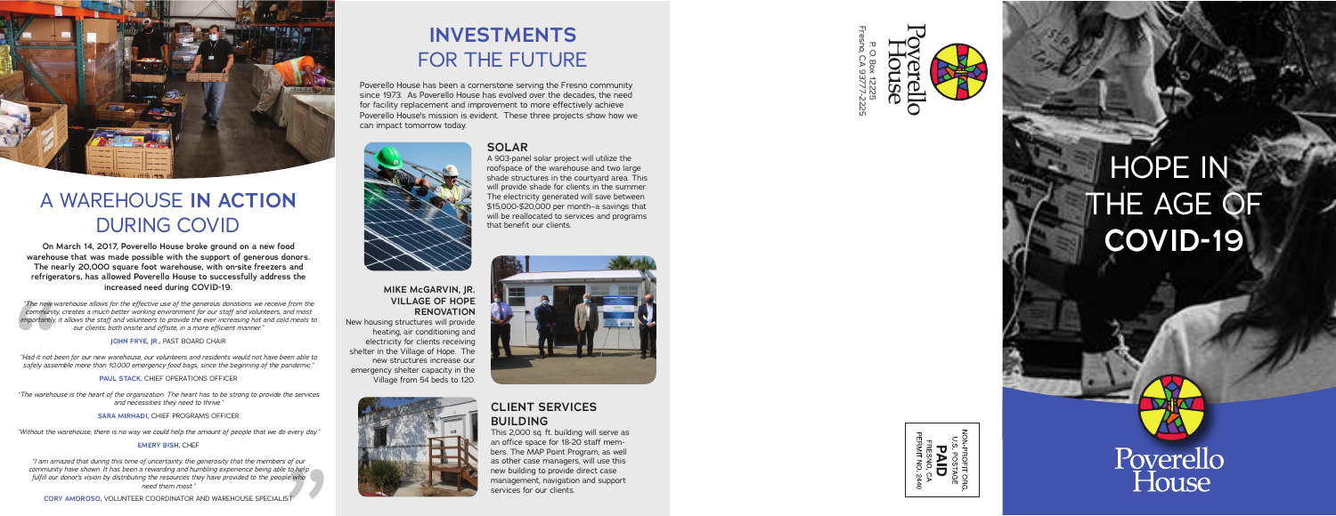# A WAREHOUSE **IN ACTION** DURING COVID

**On March 14, 2017, Poverello House broke ground on a new food warehouse that was made possible with the support of generous donors. The nearly 20,000 square foot warehouse, with on-site freezers and refrigerators, has allowed Poverello House to successfully address the increased need during COVID-19.**

*"The new warehouse allows for the effective use of the generous donations we receive from the community, creates a much better working environment for our staff and volunteers, and most importantly, it allows the staff and volunteers to provide the ever increasing hot and cold meals to our clients, both onsite and offsite, in a more efficient manner."*

**JOHN FRYE, JR.**, PAST BOARD CHAIR

*"Had it not been for our new warehouse, our volunteers and residents would not have been able to safely assemble more than 10,000 emergency food bags, since the beginning of the pandemic."*

**PAUL STACK**, CHIEF OPERATIONS OFFICER

*"The warehouse is the heart of the organization. The heart has to be strong to provide the services and necessities they need to thrive."*

**SARA MIRHADI**, CHIEF PROGRAMS OFFICER

*"Without the warehouse, there is no way we could help the amount of people that we do every day."*

**EMERY BISH**, CHEF

*"I am amazed that during this time of uncertainty, the generosity that the members of our community have shown. It has been a rewarding and humbling experience being able to help fulfill our donor's vision by distributing the resources they have provided to the people who need them most."*

**CORY AMOROSO**, VOLUNTEER COORDINATOR AND WAREHOUSE SPECIALIST

# INVESTMENTS FOR THE FUTURE

Poverello House has been a cornerstone serving the Fresno community since 1973. As Poverello House has evolved over the decades, the need for facility replacement and improvement to more effectively achieve Poverello House's mission is evident. These three projects show how we can impact tomorrow today.

## SOLAR

A 903-panel solar project will utilize the roofspace of the warehouse and two large shade structures in the courtyard area. This will provide shade for clients in the summer. The electricity generated will save between $15,000-$20,000 per month–a savings that will be reallocated to services and programs that benefit our clients.

## MIKE McGARVIN, JR. VILLAGE OF HOPE RENOVATION

New housing structures will provide heating, air conditioning and electricity for clients receiving shelter in the Village of Hope. The new structures increase our emergency shelter capacity in the Village from 54 beds to 120.

## CLIENT SERVICES BUILDING

This 2,000 sq. ft. building will serve as an office space for 18-20 staff members. The MAP Point Program, as well as other case managers, will use this new building to provide direct case management, navigation and support services for our clients.

Poverello House
P. O. Box 12225
Fresno, CA 93777-2225

NON-PROFIT ORG.
U.S. POSTAGE
**PAID**
FRESNO, CA
PERMIT NO. 2440

# HOPE IN THE AGE OF **COVID-19**

Poverello House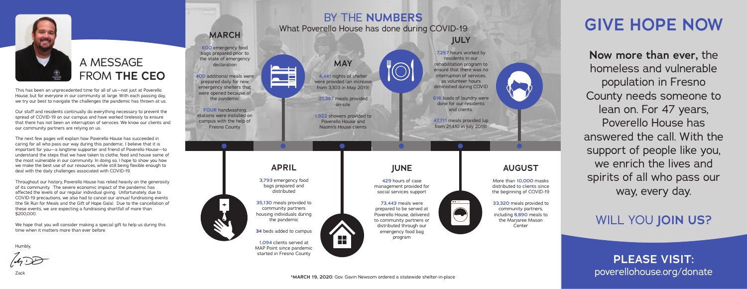# A MESSAGE FROM **THE CEO**

This has been an unprecedented time for all of us—not just at Poverello House, but for everyone in our community at large. With each passing day, we try our best to navigate the challenges the pandemic has thrown at us.

Our staff and residents continually do everything necessary to prevent the spread of COVID-19 on our campus and have worked tirelessly to ensure that there has not been an interruption of services. We know our clients and our community partners are relying on us.

The next few pages will explain how Poverello House has succeeded in caring for all who pass our way during this pandemic. I believe that it is important for you—a longtime supporter and friend of Poverello House—to understand the steps that we have taken to clothe, feed and house some of the most vulnerable in our community. In doing so, I hope to show you how we make the best use of our resources, while still being flexible enough to deal with the daily challenges associated with COVID-19.

Throughout our history, Poverello House has relied heavily on the generosity of its community. The severe economic impact of the pandemic has affected the levels of our regular individual giving. Unfortunately, due to COVID-19 precautions, we also had to cancel our annual fundraising events (the 5k Run for Meals and the Gift of Hope Gala). Due to the cancellation of these events, we are expecting a fundraising shortfall of more than $200,000.

We hope that you will consider making a special gift to help us during this time when it matters more than ever before.

Humbly,

Zack

# BY THE **NUMBERS**

What Poverello House has done during COVID-19

## MARCH

**600** emergency food bags prepared prior to the state of emergency declaration

**400** additional meals were prepared daily for new emergency shelters that were opened because of the pandemic

**FOUR** handwashing stations were installed on campus with the help of Fresno County

## APRIL

**3,793** emergency food bags prepared and distributed

**35,130** meals provided to community partners housing individuals during the pandemic

**34** beds added to campus

**1,094** clients served at MAP Point since pandemic started in Fresno County

## MAY

**4,441** nights of shelter were provided (an increase from 3,303 in May 2019)

**21,387** meals provided on-site

**1,922** showers provided to Poverello House and Naomi's House clients

## JUNE

**429** hours of case management provided for social services support

**73,443** meals were prepared to be served at Poverello House, delivered to community partners or distributed through our emergency food bag program

## JULY

**7,257** hours worked by residents in our rehabilitation program to ensure that there was no interruption of services, as volunteer hours diminished during COVID

**616** loads of laundry were done for our residents and clients.

**47,711** meals provided (up from 21,410 in July 2019)

## AUGUST

More than **10,000** masks distributed to clients since the beginning of COVID-19

**33,320** meals provided to community partners, including **8,890** meals to the Marjaree Mason Center

***MARCH 19, 2020:** Gov. Gavin Newsom ordered a statewide shelter-in-place

# GIVE HOPE NOW

**Now more than ever,** the homeless and vulnerable population in Fresno County needs someone to lean on. For 47 years, Poverello House has answered the call. With the support of people like you, we enrich the lives and spirits of all who pass our way, every day.

## WILL YOU **JOIN US?**

**PLEASE VISIT:**
poverellohouse.org/donate